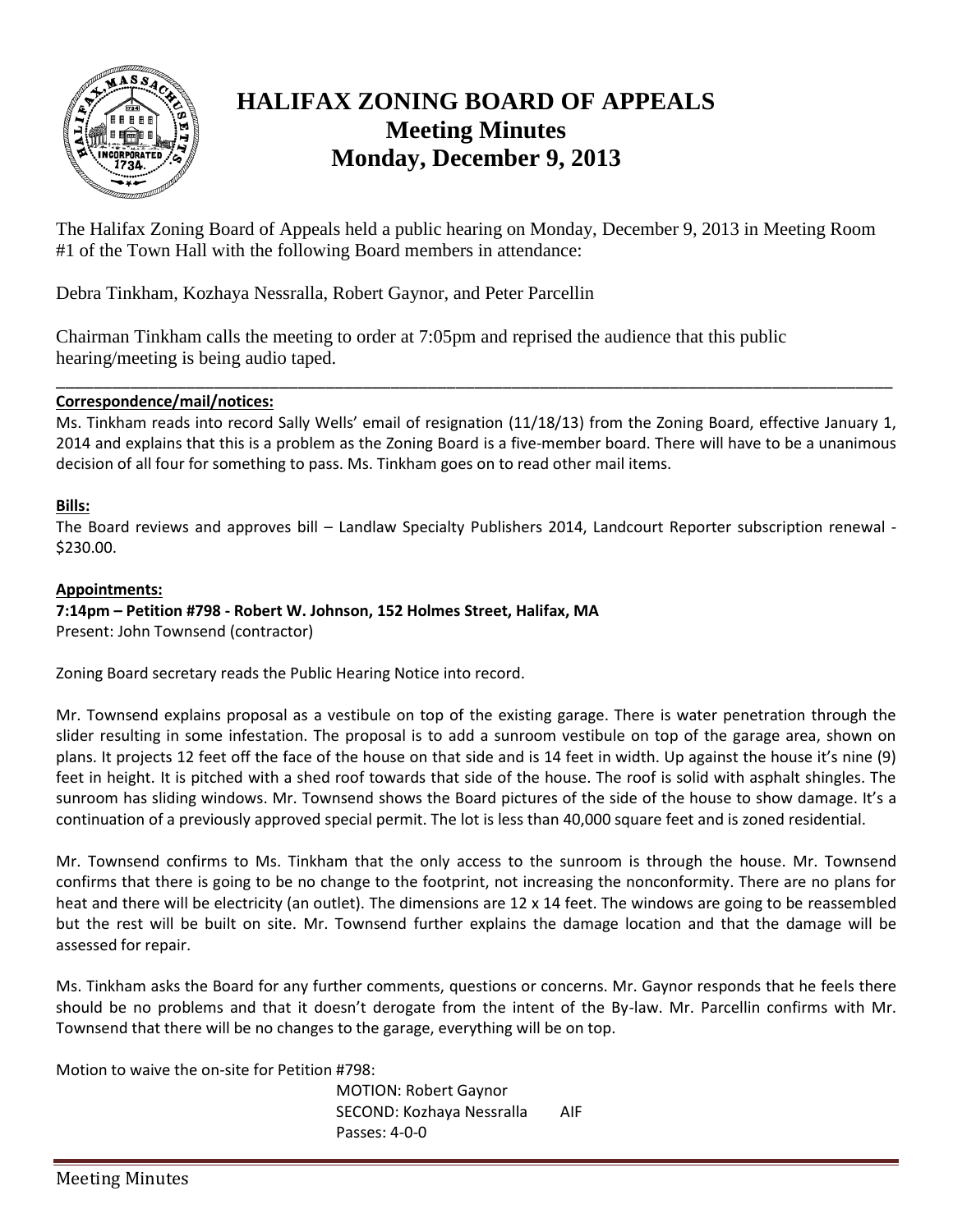# HALIFAX ZONING BOARD OF APPEALS
## Meeting Minutes
## Monday, December 9, 2013

The Halifax Zoning Board of Appeals held a public hearing on Monday, December 9, 2013 in Meeting Room #1 of the Town Hall with the following Board members in attendance:

Debra Tinkham, Kozhaya Nessralla, Robert Gaynor, and Peter Parcellin

Chairman Tinkham calls the meeting to order at 7:05pm and reprised the audience that this public hearing/meeting is being audio taped.

---

**Correspondence/mail/notices:**

Ms. Tinkham reads into record Sally Wells' email of resignation (11/18/13) from the Zoning Board, effective January 1, 2014 and explains that this is a problem as the Zoning Board is a five-member board. There will have to be a unanimous decision of all four for something to pass. Ms. Tinkham goes on to read other mail items.

**Bills:**

The Board reviews and approves bill – Landlaw Specialty Publishers 2014, Landcourt Reporter subscription renewal - $230.00.

**Appointments:**

**7:14pm – Petition #798 - Robert W. Johnson, 152 Holmes Street, Halifax, MA**

Present: John Townsend (contractor)

Zoning Board secretary reads the Public Hearing Notice into record.

Mr. Townsend explains proposal as a vestibule on top of the existing garage. There is water penetration through the slider resulting in some infestation. The proposal is to add a sunroom vestibule on top of the garage area, shown on plans. It projects 12 feet off the face of the house on that side and is 14 feet in width. Up against the house it's nine (9) feet in height. It is pitched with a shed roof towards that side of the house. The roof is solid with asphalt shingles. The sunroom has sliding windows. Mr. Townsend shows the Board pictures of the side of the house to show damage. It's a continuation of a previously approved special permit. The lot is less than 40,000 square feet and is zoned residential.

Mr. Townsend confirms to Ms. Tinkham that the only access to the sunroom is through the house. Mr. Townsend confirms that there is going to be no change to the footprint, not increasing the nonconformity. There are no plans for heat and there will be electricity (an outlet). The dimensions are 12 x 14 feet. The windows are going to be reassembled but the rest will be built on site. Mr. Townsend further explains the damage location and that the damage will be assessed for repair.

Ms. Tinkham asks the Board for any further comments, questions or concerns. Mr. Gaynor responds that he feels there should be no problems and that it doesn't derogate from the intent of the By-law. Mr. Parcellin confirms with Mr. Townsend that there will be no changes to the garage, everything will be on top.

Motion to waive the on-site for Petition #798:

MOTION: Robert Gaynor
SECOND: Kozhaya Nessralla AIF
Passes: 4-0-0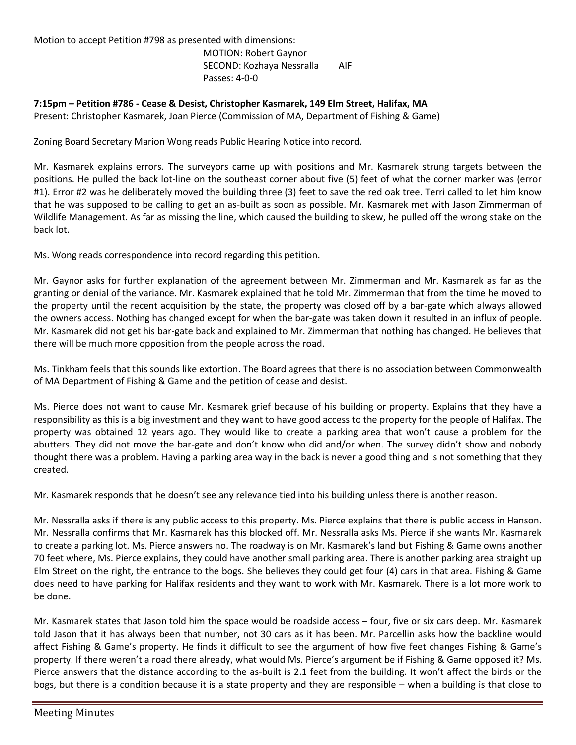Motion to accept Petition #798 as presented with dimensions:

MOTION: Robert Gaynor
SECOND: Kozhaya Nessralla AIF
Passes: 4-0-0

**7:15pm – Petition #786 - Cease & Desist, Christopher Kasmarek, 149 Elm Street, Halifax, MA**

Present: Christopher Kasmarek, Joan Pierce (Commission of MA, Department of Fishing & Game)

Zoning Board Secretary Marion Wong reads Public Hearing Notice into record.

Mr. Kasmarek explains errors. The surveyors came up with positions and Mr. Kasmarek strung targets between the positions. He pulled the back lot-line on the southeast corner about five (5) feet of what the corner marker was (error #1). Error #2 was he deliberately moved the building three (3) feet to save the red oak tree. Terri called to let him know that he was supposed to be calling to get an as-built as soon as possible. Mr. Kasmarek met with Jason Zimmerman of Wildlife Management. As far as missing the line, which caused the building to skew, he pulled off the wrong stake on the back lot.

Ms. Wong reads correspondence into record regarding this petition.

Mr. Gaynor asks for further explanation of the agreement between Mr. Zimmerman and Mr. Kasmarek as far as the granting or denial of the variance. Mr. Kasmarek explained that he told Mr. Zimmerman that from the time he moved to the property until the recent acquisition by the state, the property was closed off by a bar-gate which always allowed the owners access. Nothing has changed except for when the bar-gate was taken down it resulted in an influx of people. Mr. Kasmarek did not get his bar-gate back and explained to Mr. Zimmerman that nothing has changed. He believes that there will be much more opposition from the people across the road.

Ms. Tinkham feels that this sounds like extortion. The Board agrees that there is no association between Commonwealth of MA Department of Fishing & Game and the petition of cease and desist.

Ms. Pierce does not want to cause Mr. Kasmarek grief because of his building or property. Explains that they have a responsibility as this is a big investment and they want to have good access to the property for the people of Halifax. The property was obtained 12 years ago. They would like to create a parking area that won't cause a problem for the abutters. They did not move the bar-gate and don't know who did and/or when. The survey didn't show and nobody thought there was a problem. Having a parking area way in the back is never a good thing and is not something that they created.

Mr. Kasmarek responds that he doesn't see any relevance tied into his building unless there is another reason.

Mr. Nessralla asks if there is any public access to this property. Ms. Pierce explains that there is public access in Hanson. Mr. Nessralla confirms that Mr. Kasmarek has this blocked off. Mr. Nessralla asks Ms. Pierce if she wants Mr. Kasmarek to create a parking lot. Ms. Pierce answers no. The roadway is on Mr. Kasmarek's land but Fishing & Game owns another 70 feet where, Ms. Pierce explains, they could have another small parking area. There is another parking area straight up Elm Street on the right, the entrance to the bogs. She believes they could get four (4) cars in that area. Fishing & Game does need to have parking for Halifax residents and they want to work with Mr. Kasmarek. There is a lot more work to be done.

Mr. Kasmarek states that Jason told him the space would be roadside access – four, five or six cars deep. Mr. Kasmarek told Jason that it has always been that number, not 30 cars as it has been. Mr. Parcellin asks how the backline would affect Fishing & Game's property. He finds it difficult to see the argument of how five feet changes Fishing & Game's property. If there weren't a road there already, what would Ms. Pierce's argument be if Fishing & Game opposed it? Ms. Pierce answers that the distance according to the as-built is 2.1 feet from the building. It won't affect the birds or the bogs, but there is a condition because it is a state property and they are responsible – when a building is that close to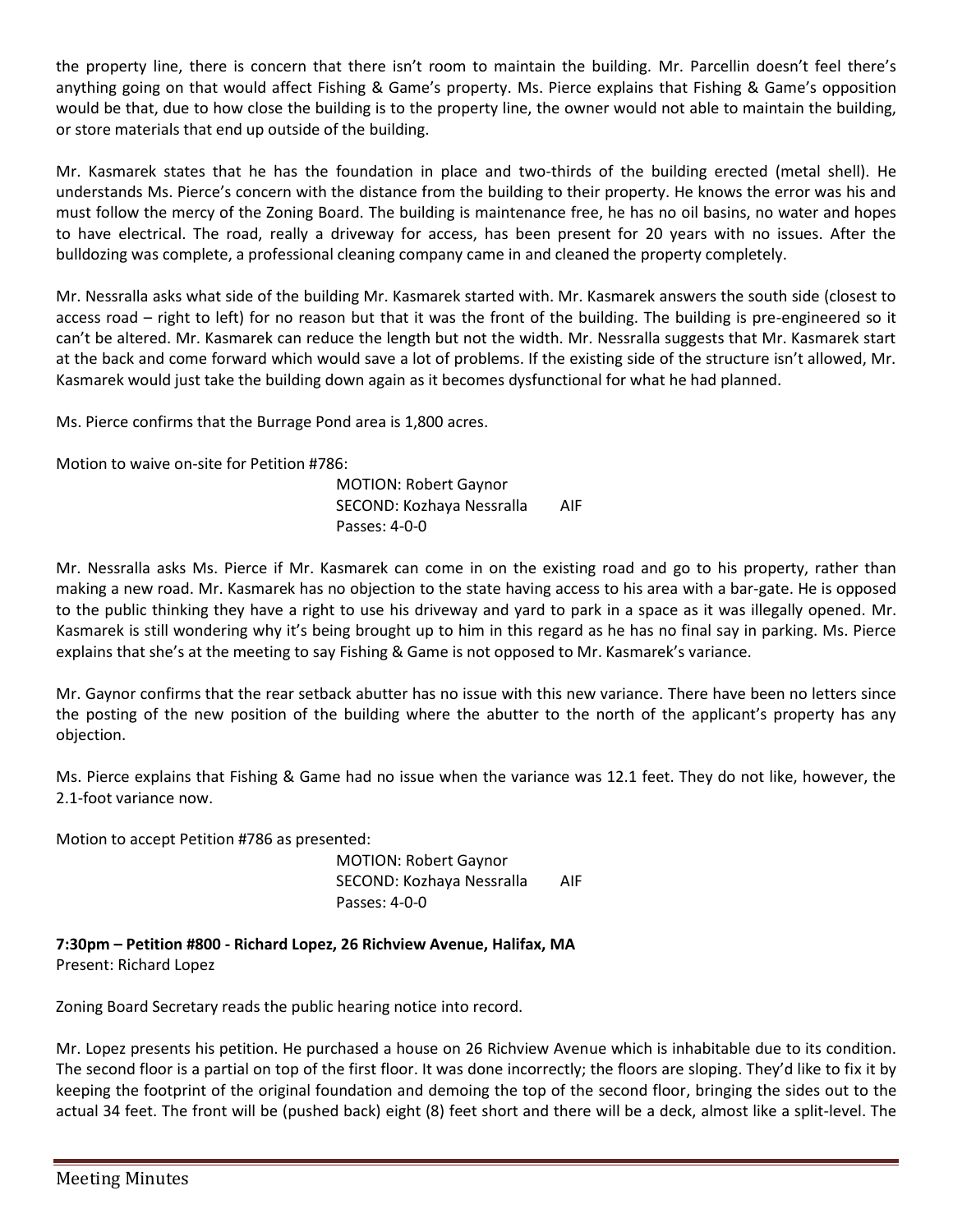the property line, there is concern that there isn't room to maintain the building. Mr. Parcellin doesn't feel there's anything going on that would affect Fishing & Game's property. Ms. Pierce explains that Fishing & Game's opposition would be that, due to how close the building is to the property line, the owner would not able to maintain the building, or store materials that end up outside of the building.

Mr. Kasmarek states that he has the foundation in place and two-thirds of the building erected (metal shell). He understands Ms. Pierce's concern with the distance from the building to their property. He knows the error was his and must follow the mercy of the Zoning Board. The building is maintenance free, he has no oil basins, no water and hopes to have electrical. The road, really a driveway for access, has been present for 20 years with no issues. After the bulldozing was complete, a professional cleaning company came in and cleaned the property completely.

Mr. Nessralla asks what side of the building Mr. Kasmarek started with. Mr. Kasmarek answers the south side (closest to access road – right to left) for no reason but that it was the front of the building. The building is pre-engineered so it can't be altered. Mr. Kasmarek can reduce the length but not the width. Mr. Nessralla suggests that Mr. Kasmarek start at the back and come forward which would save a lot of problems. If the existing side of the structure isn't allowed, Mr. Kasmarek would just take the building down again as it becomes dysfunctional for what he had planned.

Ms. Pierce confirms that the Burrage Pond area is 1,800 acres.

Motion to waive on-site for Petition #786:

MOTION: Robert Gaynor
SECOND: Kozhaya Nessralla AIF
Passes: 4-0-0

Mr. Nessralla asks Ms. Pierce if Mr. Kasmarek can come in on the existing road and go to his property, rather than making a new road. Mr. Kasmarek has no objection to the state having access to his area with a bar-gate. He is opposed to the public thinking they have a right to use his driveway and yard to park in a space as it was illegally opened. Mr. Kasmarek is still wondering why it's being brought up to him in this regard as he has no final say in parking. Ms. Pierce explains that she's at the meeting to say Fishing & Game is not opposed to Mr. Kasmarek's variance.

Mr. Gaynor confirms that the rear setback abutter has no issue with this new variance. There have been no letters since the posting of the new position of the building where the abutter to the north of the applicant's property has any objection.

Ms. Pierce explains that Fishing & Game had no issue when the variance was 12.1 feet. They do not like, however, the 2.1-foot variance now.

Motion to accept Petition #786 as presented:

MOTION: Robert Gaynor
SECOND: Kozhaya Nessralla AIF
Passes: 4-0-0

**7:30pm – Petition #800 - Richard Lopez, 26 Richview Avenue, Halifax, MA**
Present: Richard Lopez

Zoning Board Secretary reads the public hearing notice into record.

Mr. Lopez presents his petition. He purchased a house on 26 Richview Avenue which is inhabitable due to its condition. The second floor is a partial on top of the first floor. It was done incorrectly; the floors are sloping. They'd like to fix it by keeping the footprint of the original foundation and demoing the top of the second floor, bringing the sides out to the actual 34 feet. The front will be (pushed back) eight (8) feet short and there will be a deck, almost like a split-level. The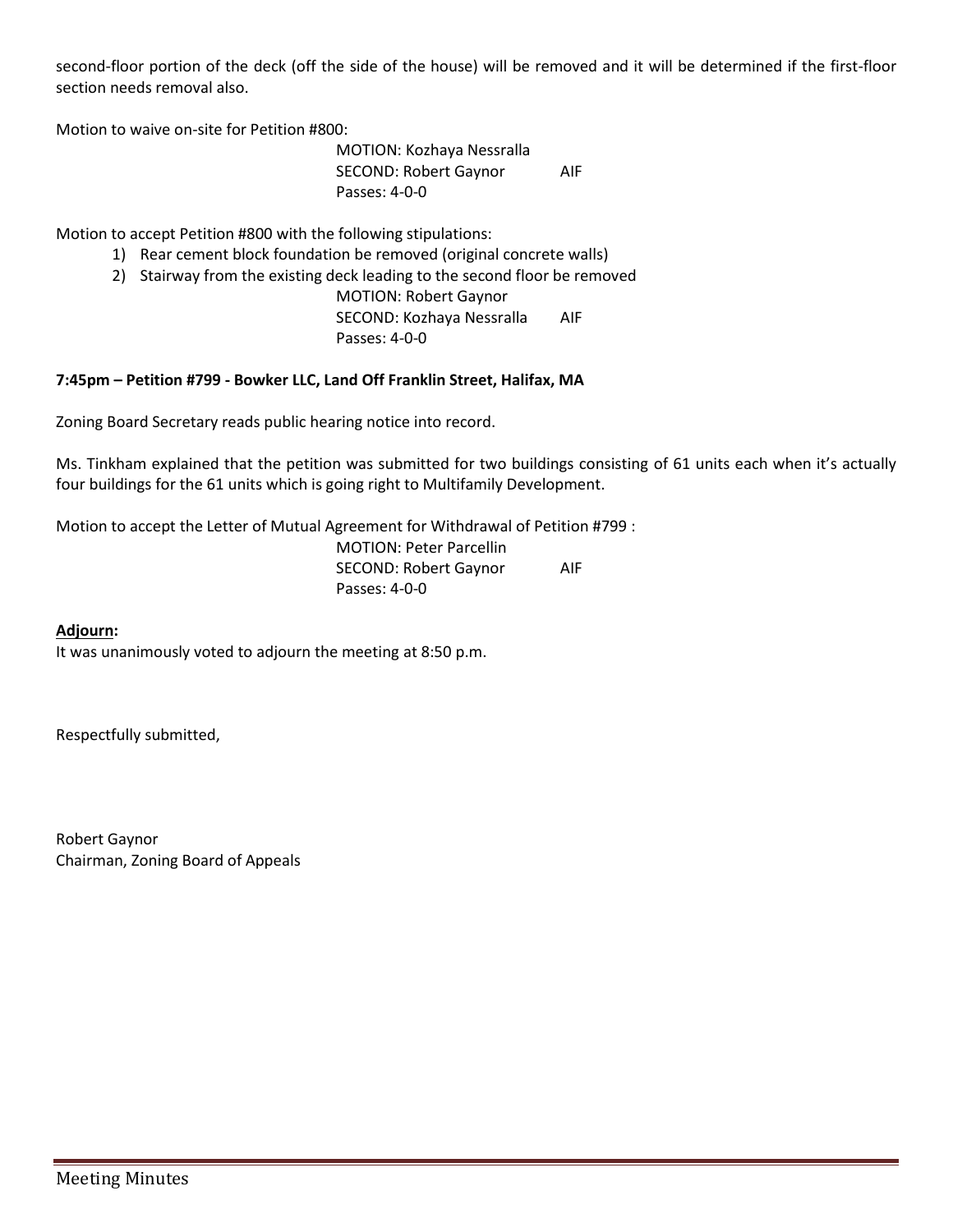second-floor portion of the deck (off the side of the house) will be removed and it will be determined if the first-floor section needs removal also.

Motion to waive on-site for Petition #800:

MOTION: Kozhaya Nessralla
SECOND: Robert Gaynor AIF
Passes: 4-0-0

Motion to accept Petition #800 with the following stipulations:

1) Rear cement block foundation be removed (original concrete walls)
2) Stairway from the existing deck leading to the second floor be removed

MOTION: Robert Gaynor
SECOND: Kozhaya Nessralla AIF
Passes: 4-0-0

**7:45pm – Petition #799 - Bowker LLC, Land Off Franklin Street, Halifax, MA**

Zoning Board Secretary reads public hearing notice into record.

Ms. Tinkham explained that the petition was submitted for two buildings consisting of 61 units each when it's actually four buildings for the 61 units which is going right to Multifamily Development.

Motion to accept the Letter of Mutual Agreement for Withdrawal of Petition #799 :

MOTION: Peter Parcellin
SECOND: Robert Gaynor AIF
Passes: 4-0-0

**Adjourn:**
It was unanimously voted to adjourn the meeting at 8:50 p.m.

Respectfully submitted,

Robert Gaynor
Chairman, Zoning Board of Appeals